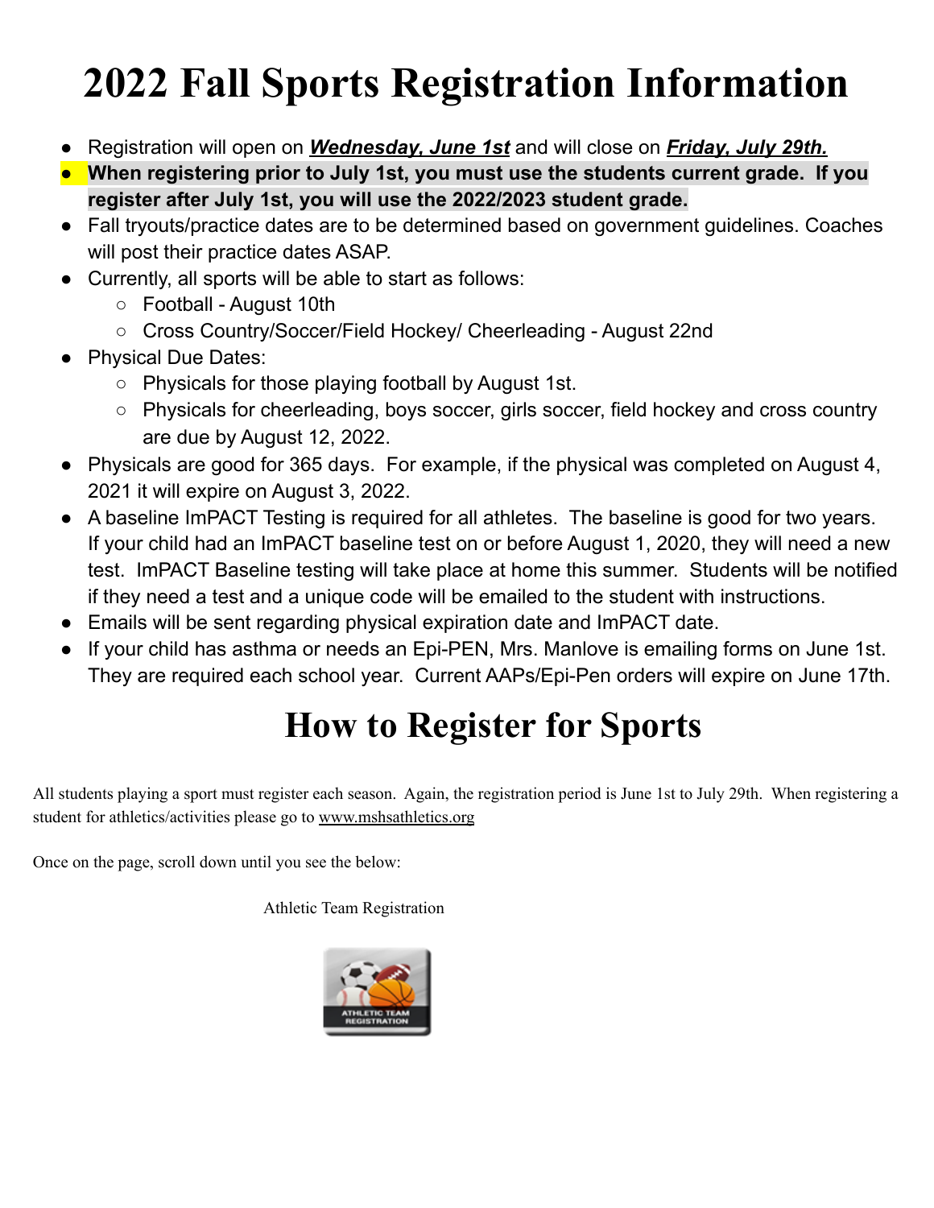# 2022 Fall Sports Registration Information

- Registration will open on ***Wednesday, June 1st*** and will close on ***Friday, July 29th.***
- **When registering prior to July 1st, you must use the students current grade. If you register after July 1st, you will use the 2022/2023 student grade.**
- Fall tryouts/practice dates are to be determined based on government guidelines. Coaches will post their practice dates ASAP.
- Currently, all sports will be able to start as follows:
  - Football - August 10th
  - Cross Country/Soccer/Field Hockey/ Cheerleading - August 22nd
- Physical Due Dates:
  - Physicals for those playing football by August 1st.
  - Physicals for cheerleading, boys soccer, girls soccer, field hockey and cross country are due by August 12, 2022.
- Physicals are good for 365 days. For example, if the physical was completed on August 4, 2021 it will expire on August 3, 2022.
- A baseline ImPACT Testing is required for all athletes. The baseline is good for two years. If your child had an ImPACT baseline test on or before August 1, 2020, they will need a new test. ImPACT Baseline testing will take place at home this summer. Students will be notified if they need a test and a unique code will be emailed to the student with instructions.
- Emails will be sent regarding physical expiration date and ImPACT date.
- If your child has asthma or needs an Epi-PEN, Mrs. Manlove is emailing forms on June 1st. They are required each school year. Current AAPs/Epi-Pen orders will expire on June 17th.

# How to Register for Sports

All students playing a sport must register each season. Again, the registration period is June 1st to July 29th. When registering a student for athletics/activities please go to www.mshsathletics.org

Once on the page, scroll down until you see the below:

Athletic Team Registration

ATHLETIC TEAM REGISTRATION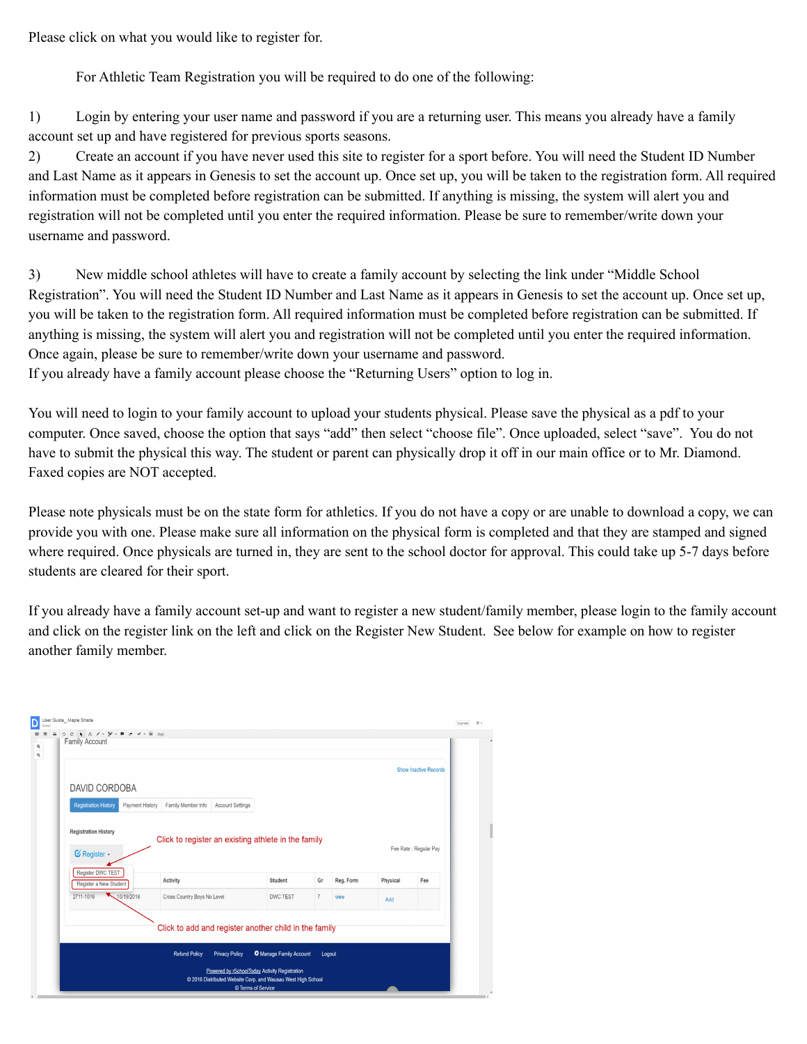Please click on what you would like to register for.

For Athletic Team Registration you will be required to do one of the following:

1) Login by entering your user name and password if you are a returning user. This means you already have a family account set up and have registered for previous sports seasons.

2) Create an account if you have never used this site to register for a sport before. You will need the Student ID Number and Last Name as it appears in Genesis to set the account up. Once set up, you will be taken to the registration form. All required information must be completed before registration can be submitted. If anything is missing, the system will alert you and registration will not be completed until you enter the required information. Please be sure to remember/write down your username and password.

3) New middle school athletes will have to create a family account by selecting the link under "Middle School Registration". You will need the Student ID Number and Last Name as it appears in Genesis to set the account up. Once set up, you will be taken to the registration form. All required information must be completed before registration can be submitted. If anything is missing, the system will alert you and registration will not be completed until you enter the required information. Once again, please be sure to remember/write down your username and password.

If you already have a family account please choose the "Returning Users" option to log in.

You will need to login to your family account to upload your students physical. Please save the physical as a pdf to your computer. Once saved, choose the option that says "add" then select "choose file". Once uploaded, select "save". You do not have to submit the physical this way. The student or parent can physically drop it off in our main office or to Mr. Diamond. Faxed copies are NOT accepted.

Please note physicals must be on the state form for athletics. If you do not have a copy or are unable to download a copy, we can provide you with one. Please make sure all information on the physical form is completed and that they are stamped and signed where required. Once physicals are turned in, they are sent to the school doctor for approval. This could take up 5-7 days before students are cleared for their sport.

If you already have a family account set-up and want to register a new student/family member, please login to the family account and click on the register link on the left and click on the Register New Student. See below for example on how to register another family member.